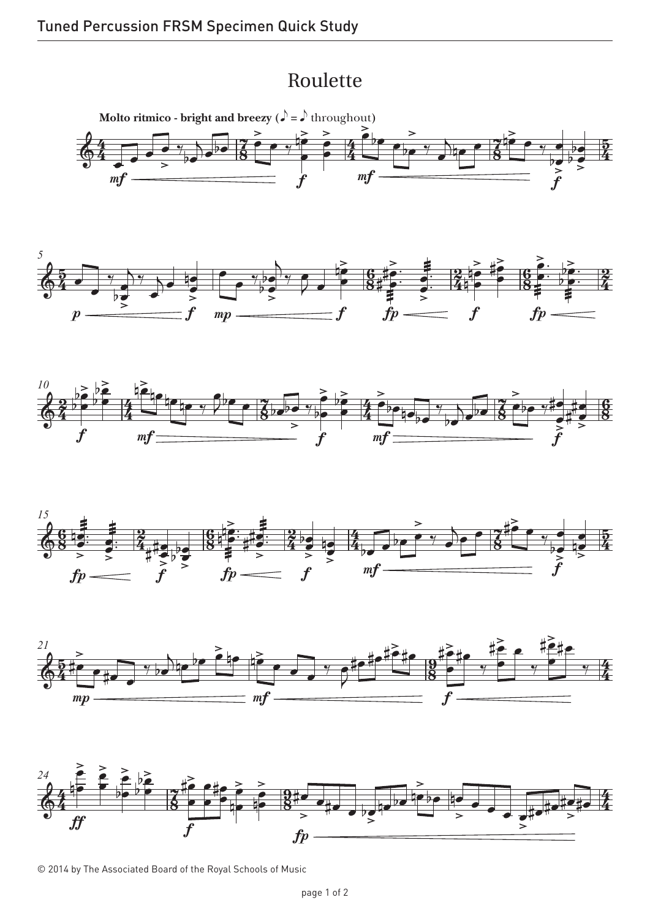# Roulette

**Molto ritmico - bright and breezy** (♪ = ♪ throughout)

© 2014 by The Associated Board of the Royal Schools of Music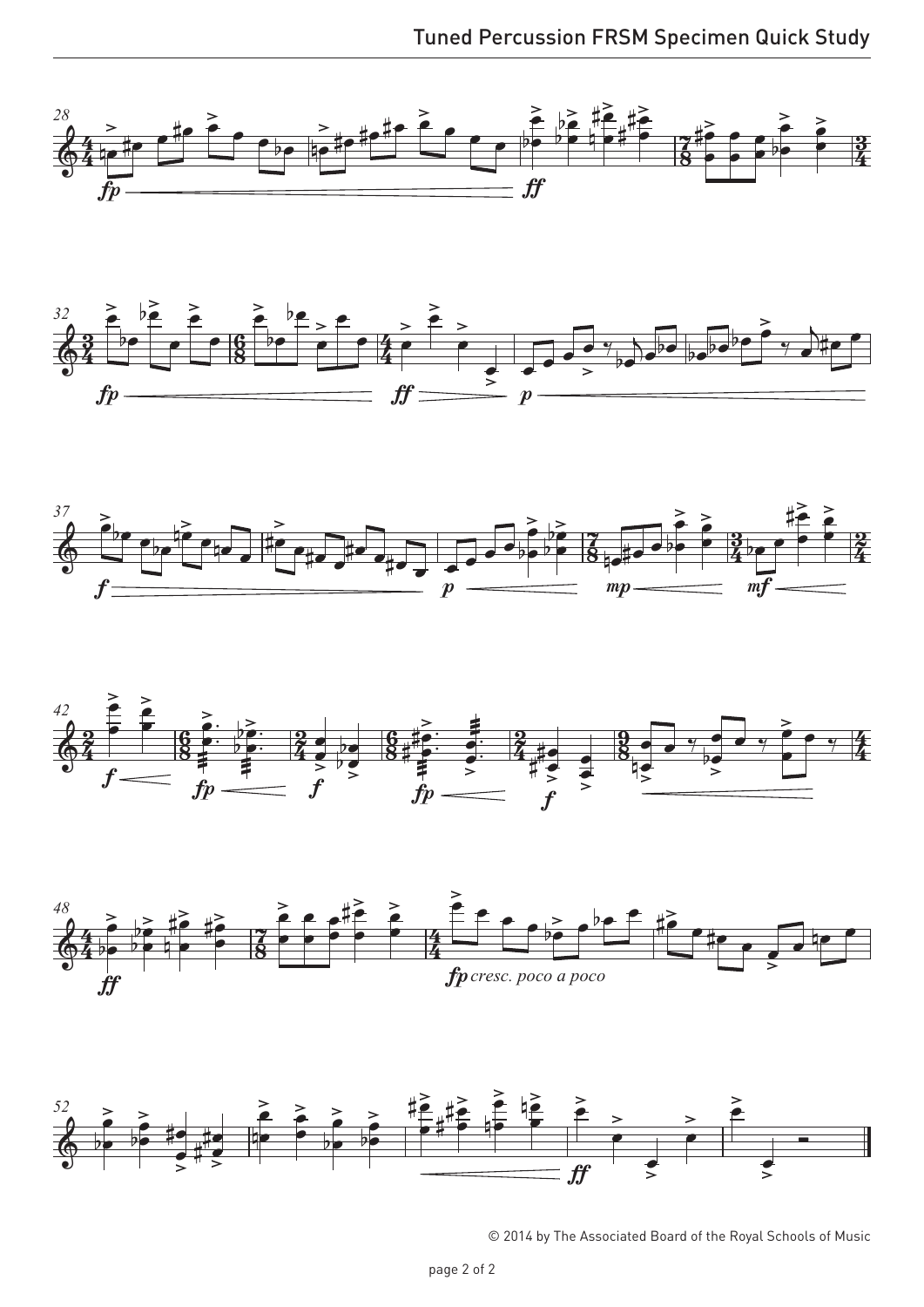© 2014 by The Associated Board of the Royal Schools of Music